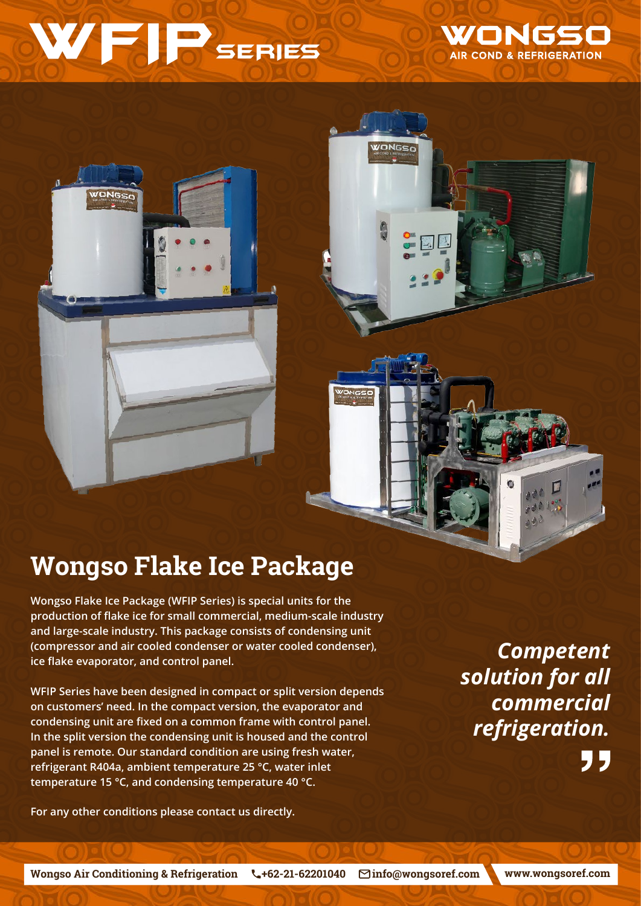# WFIP SERIES

WONGSO
AIR COND & REFRIGERATION

## Wongso Flake Ice Package

**Wongso Flake Ice Package (WFIP Series) is special units for the production of flake ice for small commercial, medium-scale industry and large-scale industry. This package consists of condensing unit (compressor and air cooled condenser or water cooled condenser), ice flake evaporator, and control panel.**

**WFIP Series have been designed in compact or split version depends on customers' need. In the compact version, the evaporator and condensing unit are fixed on a common frame with control panel. In the split version the condensing unit is housed and the control panel is remote. Our standard condition are using fresh water, refrigerant R404a, ambient temperature 25 °C, water inlet temperature 15 °C, and condensing temperature 40 °C.**

**For any other conditions please contact us directly.**

***Competent solution for all commercial refrigeration.***

**Wongso Air Conditioning & Refrigeration** +62-21-62201040 info@wongsoref.com www.wongsoref.com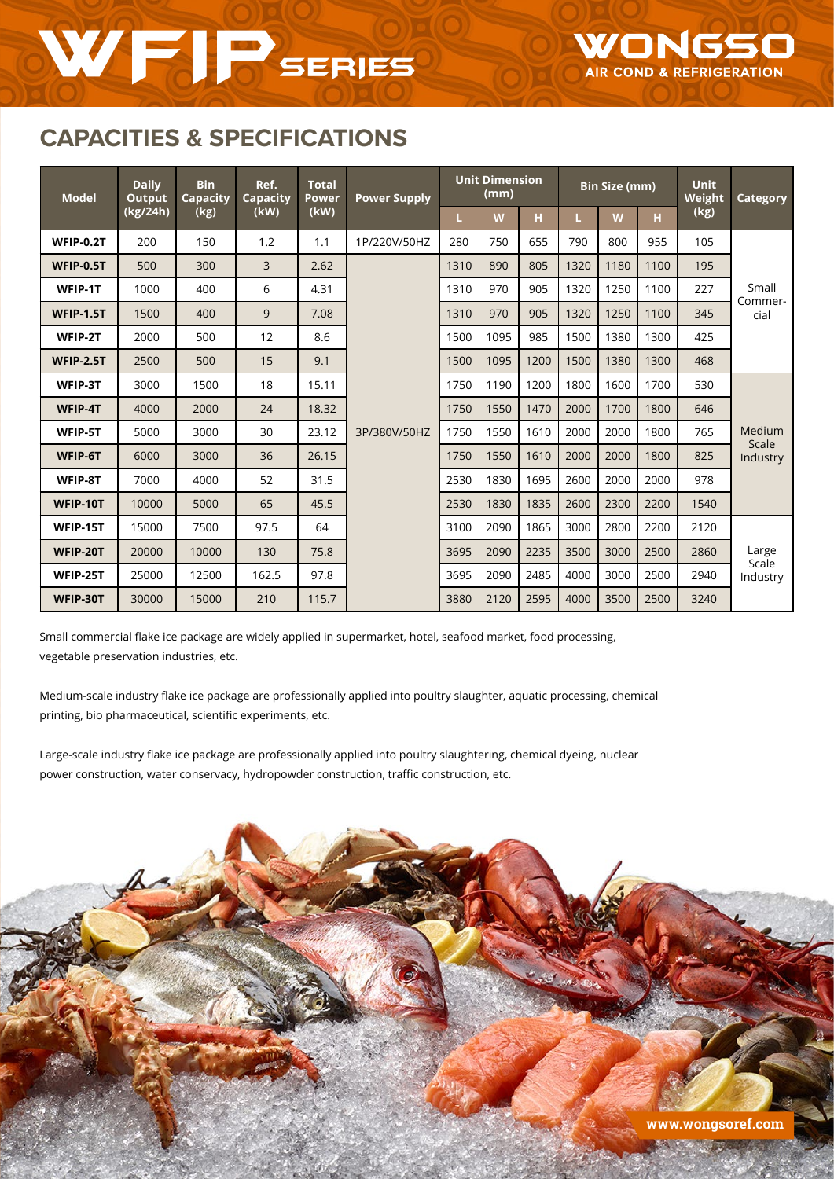# WFIP SERIES

**WONGSO** AIR COND & REFRIGERATION

## CAPACITIES & SPECIFICATIONS

| Model | Daily Output (kg/24h) | Bin Capacity (kg) | Ref. Capacity (kW) | Total Power (kW) | Power Supply | Unit Dimension (mm) | | | Bin Size (mm) | | | Unit Weight (kg) | Category |
|---|---|---|---|---|---|---|---|---|---|---|---|---|---|
| | | | | | | L | W | H | L | W | H | | |
| WFIP-0.2T | 200 | 150 | 1.2 | 1.1 | 1P/220V/50HZ | 280 | 750 | 655 | 790 | 800 | 955 | 105 | Small Commercial |
| WFIP-0.5T | 500 | 300 | 3 | 2.62 | 3P/380V/50HZ | 1310 | 890 | 805 | 1320 | 1180 | 1100 | 195 | Small Commercial |
| WFIP-1T | 1000 | 400 | 6 | 4.31 | 3P/380V/50HZ | 1310 | 970 | 905 | 1320 | 1250 | 1100 | 227 | Small Commercial |
| WFIP-1.5T | 1500 | 400 | 9 | 7.08 | 3P/380V/50HZ | 1310 | 970 | 905 | 1320 | 1250 | 1100 | 345 | Small Commercial |
| WFIP-2T | 2000 | 500 | 12 | 8.6 | 3P/380V/50HZ | 1500 | 1095 | 985 | 1500 | 1380 | 1300 | 425 | Small Commercial |
| WFIP-2.5T | 2500 | 500 | 15 | 9.1 | 3P/380V/50HZ | 1500 | 1095 | 1200 | 1500 | 1380 | 1300 | 468 | Small Commercial |
| WFIP-3T | 3000 | 1500 | 18 | 15.11 | 3P/380V/50HZ | 1750 | 1190 | 1200 | 1800 | 1600 | 1700 | 530 | Medium Scale Industry |
| WFIP-4T | 4000 | 2000 | 24 | 18.32 | 3P/380V/50HZ | 1750 | 1550 | 1470 | 2000 | 1700 | 1800 | 646 | Medium Scale Industry |
| WFIP-5T | 5000 | 3000 | 30 | 23.12 | 3P/380V/50HZ | 1750 | 1550 | 1610 | 2000 | 2000 | 1800 | 765 | Medium Scale Industry |
| WFIP-6T | 6000 | 3000 | 36 | 26.15 | 3P/380V/50HZ | 1750 | 1550 | 1610 | 2000 | 2000 | 1800 | 825 | Medium Scale Industry |
| WFIP-8T | 7000 | 4000 | 52 | 31.5 | 3P/380V/50HZ | 2530 | 1830 | 1695 | 2600 | 2000 | 2000 | 978 | Medium Scale Industry |
| WFIP-10T | 10000 | 5000 | 65 | 45.5 | 3P/380V/50HZ | 2530 | 1830 | 1835 | 2600 | 2300 | 2200 | 1540 | Medium Scale Industry |
| WFIP-15T | 15000 | 7500 | 97.5 | 64 | 3P/380V/50HZ | 3100 | 2090 | 1865 | 3000 | 2800 | 2200 | 2120 | Large Scale Industry |
| WFIP-20T | 20000 | 10000 | 130 | 75.8 | 3P/380V/50HZ | 3695 | 2090 | 2235 | 3500 | 3000 | 2500 | 2860 | Large Scale Industry |
| WFIP-25T | 25000 | 12500 | 162.5 | 97.8 | 3P/380V/50HZ | 3695 | 2090 | 2485 | 4000 | 3000 | 2500 | 2940 | Large Scale Industry |
| WFIP-30T | 30000 | 15000 | 210 | 115.7 | 3P/380V/50HZ | 3880 | 2120 | 2595 | 4000 | 3500 | 2500 | 3240 | Large Scale Industry |

Small commercial flake ice package are widely applied in supermarket, hotel, seafood market, food processing, vegetable preservation industries, etc.

Medium-scale industry flake ice package are professionally applied into poultry slaughter, aquatic processing, chemical printing, bio pharmaceutical, scientific experiments, etc.

Large-scale industry flake ice package are professionally applied into poultry slaughtering, chemical dyeing, nuclear power construction, water conservacy, hydropowder construction, traffic construction, etc.

www.wongsoref.com